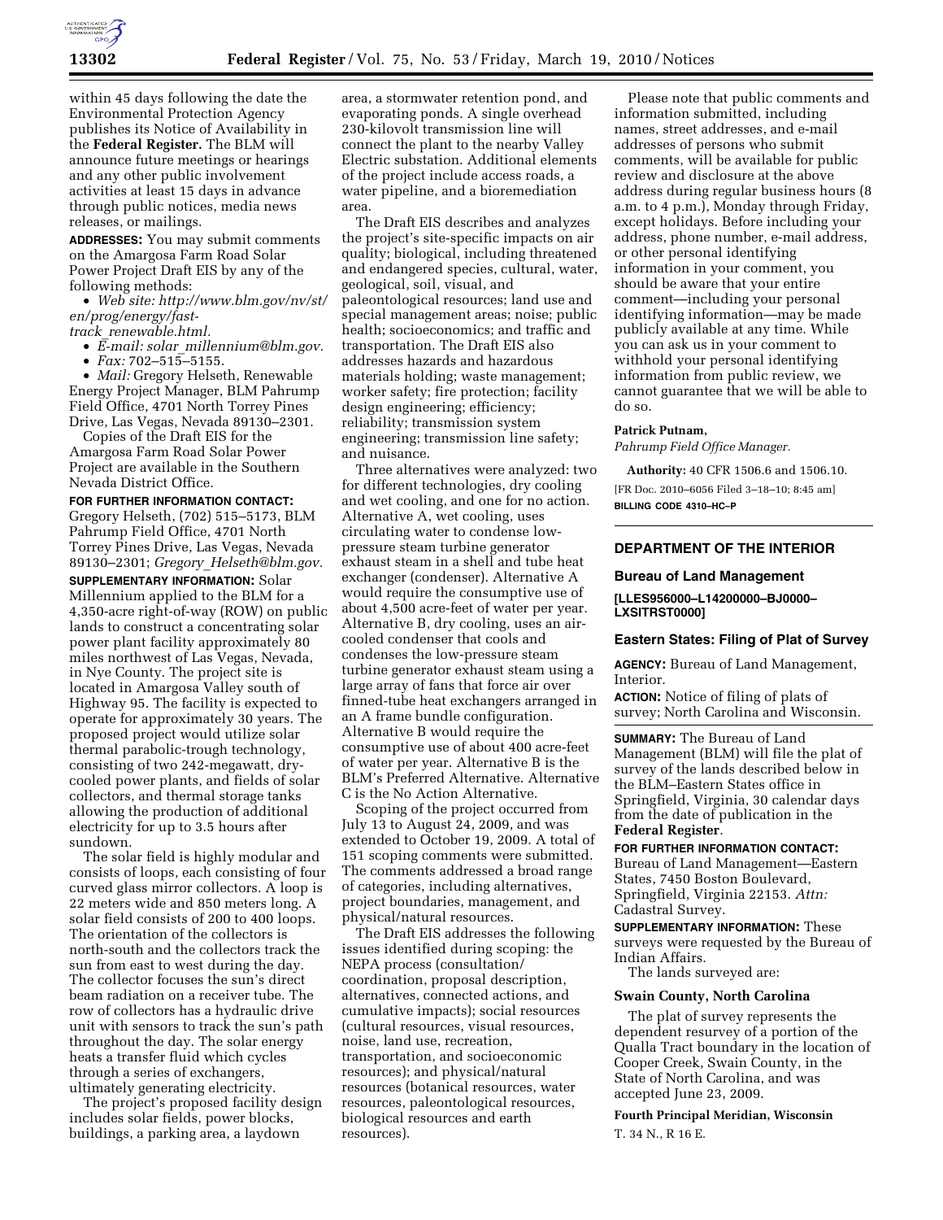within 45 days following the date the Environmental Protection Agency publishes its Notice of Availability in the **Federal Register.** The BLM will announce future meetings or hearings and any other public involvement activities at least 15 days in advance through public notices, media news releases, or mailings.

**ADDRESSES:** You may submit comments on the Amargosa Farm Road Solar Power Project Draft EIS by any of the following methods:

- *Web site: http://www.blm.gov/nv/st/en/prog/energy/fast-track_renewable.html.*
- *E-mail: solar_millennium@blm.gov.*
- *Fax:* 702–515–5155.
- *Mail:* Gregory Helseth, Renewable Energy Project Manager, BLM Pahrump Field Office, 4701 North Torrey Pines Drive, Las Vegas, Nevada 89130–2301.

Copies of the Draft EIS for the Amargosa Farm Road Solar Power Project are available in the Southern Nevada District Office.

**FOR FURTHER INFORMATION CONTACT:** Gregory Helseth, (702) 515–5173, BLM Pahrump Field Office, 4701 North Torrey Pines Drive, Las Vegas, Nevada 89130–2301; *Gregory_Helseth@blm.gov.*

**SUPPLEMENTARY INFORMATION:** Solar Millennium applied to the BLM for a 4,350-acre right-of-way (ROW) on public lands to construct a concentrating solar power plant facility approximately 80 miles northwest of Las Vegas, Nevada, in Nye County. The project site is located in Amargosa Valley south of Highway 95. The facility is expected to operate for approximately 30 years. The proposed project would utilize solar thermal parabolic-trough technology, consisting of two 242-megawatt, dry-cooled power plants, and fields of solar collectors, and thermal storage tanks allowing the production of additional electricity for up to 3.5 hours after sundown.

The solar field is highly modular and consists of loops, each consisting of four curved glass mirror collectors. A loop is 22 meters wide and 850 meters long. A solar field consists of 200 to 400 loops. The orientation of the collectors is north-south and the collectors track the sun from east to west during the day. The collector focuses the sun's direct beam radiation on a receiver tube. The row of collectors has a hydraulic drive unit with sensors to track the sun's path throughout the day. The solar energy heats a transfer fluid which cycles through a series of exchangers, ultimately generating electricity.

The project's proposed facility design includes solar fields, power blocks, buildings, a parking area, a laydown area, a stormwater retention pond, and evaporating ponds. A single overhead 230-kilovolt transmission line will connect the plant to the nearby Valley Electric substation. Additional elements of the project include access roads, a water pipeline, and a bioremediation area.

The Draft EIS describes and analyzes the project's site-specific impacts on air quality; biological, including threatened and endangered species, cultural, water, geological, soil, visual, and paleontological resources; land use and special management areas; noise; public health; socioeconomics; and traffic and transportation. The Draft EIS also addresses hazards and hazardous materials holding; waste management; worker safety; fire protection; facility design engineering; efficiency; reliability; transmission system engineering; transmission line safety; and nuisance.

Three alternatives were analyzed: two for different technologies, dry cooling and wet cooling, and one for no action. Alternative A, wet cooling, uses circulating water to condense low-pressure steam turbine generator exhaust steam in a shell and tube heat exchanger (condenser). Alternative A would require the consumptive use of about 4,500 acre-feet of water per year. Alternative B, dry cooling, uses an air-cooled condenser that cools and condenses the low-pressure steam turbine generator exhaust steam using a large array of fans that force air over finned-tube heat exchangers arranged in an A frame bundle configuration. Alternative B would require the consumptive use of about 400 acre-feet of water per year. Alternative B is the BLM's Preferred Alternative. Alternative C is the No Action Alternative.

Scoping of the project occurred from July 13 to August 24, 2009, and was extended to October 19, 2009. A total of 151 scoping comments were submitted. The comments addressed a broad range of categories, including alternatives, project boundaries, management, and physical/natural resources.

The Draft EIS addresses the following issues identified during scoping: the NEPA process (consultation/coordination, proposal description, alternatives, connected actions, and cumulative impacts); social resources (cultural resources, visual resources, noise, land use, recreation, transportation, and socioeconomic resources); and physical/natural resources (botanical resources, water resources, paleontological resources, biological resources and earth resources).

Please note that public comments and information submitted, including names, street addresses, and e-mail addresses of persons who submit comments, will be available for public review and disclosure at the above address during regular business hours (8 a.m. to 4 p.m.), Monday through Friday, except holidays. Before including your address, phone number, e-mail address, or other personal identifying information in your comment, you should be aware that your entire comment—including your personal identifying information—may be made publicly available at any time. While you can ask us in your comment to withhold your personal identifying information from public review, we cannot guarantee that we will be able to do so.

**Patrick Putnam,**

*Pahrump Field Office Manager.*

**Authority:** 40 CFR 1506.6 and 1506.10.

[FR Doc. 2010–6056 Filed 3–18–10; 8:45 am]

**BILLING CODE 4310–HC–P**

---

## DEPARTMENT OF THE INTERIOR

### Bureau of Land Management

**[LLES956000–L14200000–BJ0000–LXSITRST0000]**

### Eastern States: Filing of Plat of Survey

**AGENCY:** Bureau of Land Management, Interior.

**ACTION:** Notice of filing of plats of survey; North Carolina and Wisconsin.

**SUMMARY:** The Bureau of Land Management (BLM) will file the plat of survey of the lands described below in the BLM–Eastern States office in Springfield, Virginia, 30 calendar days from the date of publication in the **Federal Register**.

**FOR FURTHER INFORMATION CONTACT:** Bureau of Land Management—Eastern States, 7450 Boston Boulevard, Springfield, Virginia 22153. *Attn:* Cadastral Survey.

**SUPPLEMENTARY INFORMATION:** These surveys were requested by the Bureau of Indian Affairs.

The lands surveyed are:

#### Swain County, North Carolina

The plat of survey represents the dependent resurvey of a portion of the Qualla Tract boundary in the location of Cooper Creek, Swain County, in the State of North Carolina, and was accepted June 23, 2009.

**Fourth Principal Meridian, Wisconsin**

T. 34 N., R 16 E.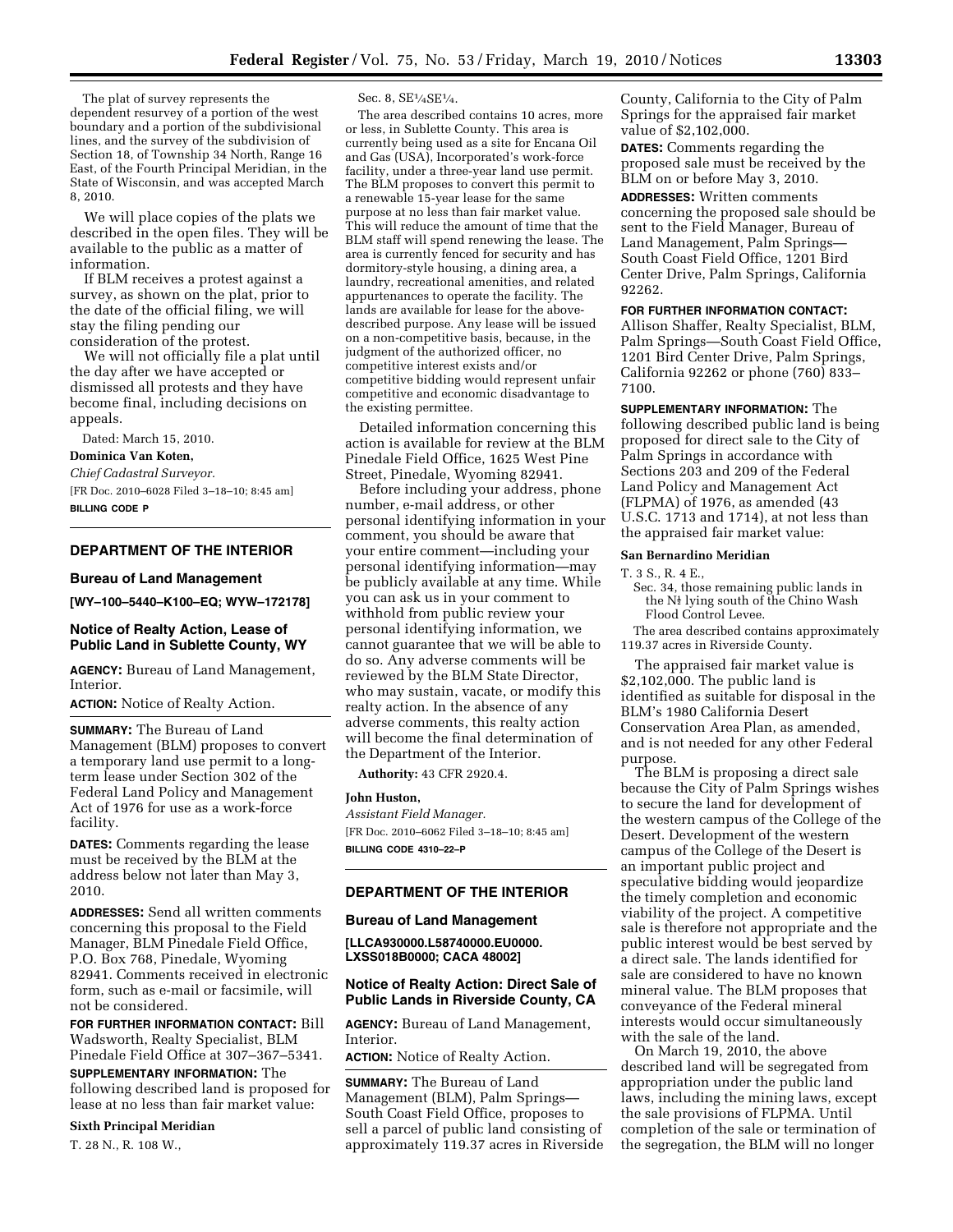The plat of survey represents the dependent resurvey of a portion of the west boundary and a portion of the subdivisional lines, and the survey of the subdivision of Section 18, of Township 34 North, Range 16 East, of the Fourth Principal Meridian, in the State of Wisconsin, and was accepted March 8, 2010.

We will place copies of the plats we described in the open files. They will be available to the public as a matter of information.

If BLM receives a protest against a survey, as shown on the plat, prior to the date of the official filing, we will stay the filing pending our consideration of the protest.

We will not officially file a plat until the day after we have accepted or dismissed all protests and they have become final, including decisions on appeals.

Dated: March 15, 2010.

**Dominica Van Koten,**

*Chief Cadastral Surveyor.*

[FR Doc. 2010–6028 Filed 3–18–10; 8:45 am]

**BILLING CODE P**

## DEPARTMENT OF THE INTERIOR

### Bureau of Land Management

**[WY–100–5440–K100–EQ; WYW–172178]**

### Notice of Realty Action, Lease of Public Land in Sublette County, WY

**AGENCY:** Bureau of Land Management, Interior.

**ACTION:** Notice of Realty Action.

**SUMMARY:** The Bureau of Land Management (BLM) proposes to convert a temporary land use permit to a long-term lease under Section 302 of the Federal Land Policy and Management Act of 1976 for use as a work-force facility.

**DATES:** Comments regarding the lease must be received by the BLM at the address below not later than May 3, 2010.

**ADDRESSES:** Send all written comments concerning this proposal to the Field Manager, BLM Pinedale Field Office, P.O. Box 768, Pinedale, Wyoming 82941. Comments received in electronic form, such as e-mail or facsimile, will not be considered.

**FOR FURTHER INFORMATION CONTACT:** Bill Wadsworth, Realty Specialist, BLM Pinedale Field Office at 307–367–5341.

**SUPPLEMENTARY INFORMATION:** The following described land is proposed for lease at no less than fair market value:

**Sixth Principal Meridian**

T. 28 N., R. 108 W.,

Sec. 8, SE¼SE¼.

The area described contains 10 acres, more or less, in Sublette County. This area is currently being used as a site for Encana Oil and Gas (USA), Incorporated's work-force facility, under a three-year land use permit. The BLM proposes to convert this permit to a renewable 15-year lease for the same purpose at no less than fair market value. This will reduce the amount of time that the BLM staff will spend renewing the lease. The area is currently fenced for security and has dormitory-style housing, a dining area, a laundry, recreational amenities, and related appurtenances to operate the facility. The lands are available for lease for the above-described purpose. Any lease will be issued on a non-competitive basis, because, in the judgment of the authorized officer, no competitive interest exists and/or competitive bidding would represent unfair competitive and economic disadvantage to the existing permittee.

Detailed information concerning this action is available for review at the BLM Pinedale Field Office, 1625 West Pine Street, Pinedale, Wyoming 82941.

Before including your address, phone number, e-mail address, or other personal identifying information in your comment, you should be aware that your entire comment—including your personal identifying information—may be publicly available at any time. While you can ask us in your comment to withhold from public review your personal identifying information, we cannot guarantee that we will be able to do so. Any adverse comments will be reviewed by the BLM State Director, who may sustain, vacate, or modify this realty action. In the absence of any adverse comments, this realty action will become the final determination of the Department of the Interior.

**Authority:** 43 CFR 2920.4.

**John Huston,**

*Assistant Field Manager.*

[FR Doc. 2010–6062 Filed 3–18–10; 8:45 am]

**BILLING CODE 4310–22–P**

## DEPARTMENT OF THE INTERIOR

### Bureau of Land Management

**[LLCA930000.L58740000.EU0000. LXSS018B0000; CACA 48002]**

### Notice of Realty Action: Direct Sale of Public Lands in Riverside County, CA

**AGENCY:** Bureau of Land Management, Interior.

**ACTION:** Notice of Realty Action.

**SUMMARY:** The Bureau of Land Management (BLM), Palm Springs—South Coast Field Office, proposes to sell a parcel of public land consisting of approximately 119.37 acres in Riverside County, California to the City of Palm Springs for the appraised fair market value of $2,102,000.

**DATES:** Comments regarding the proposed sale must be received by the BLM on or before May 3, 2010.

**ADDRESSES:** Written comments concerning the proposed sale should be sent to the Field Manager, Bureau of Land Management, Palm Springs—South Coast Field Office, 1201 Bird Center Drive, Palm Springs, California 92262.

**FOR FURTHER INFORMATION CONTACT:** Allison Shaffer, Realty Specialist, BLM, Palm Springs—South Coast Field Office, 1201 Bird Center Drive, Palm Springs, California 92262 or phone (760) 833–7100.

**SUPPLEMENTARY INFORMATION:** The following described public land is being proposed for direct sale to the City of Palm Springs in accordance with Sections 203 and 209 of the Federal Land Policy and Management Act (FLPMA) of 1976, as amended (43 U.S.C. 1713 and 1714), at not less than the appraised fair market value:

**San Bernardino Meridian**

T. 3 S., R. 4 E.,

Sec. 34, those remaining public lands in the N½ lying south of the Chino Wash Flood Control Levee.

The area described contains approximately 119.37 acres in Riverside County.

The appraised fair market value is $2,102,000. The public land is identified as suitable for disposal in the BLM's 1980 California Desert Conservation Area Plan, as amended, and is not needed for any other Federal purpose.

The BLM is proposing a direct sale because the City of Palm Springs wishes to secure the land for development of the western campus of the College of the Desert. Development of the western campus of the College of the Desert is an important public project and speculative bidding would jeopardize the timely completion and economic viability of the project. A competitive sale is therefore not appropriate and the public interest would be best served by a direct sale. The lands identified for sale are considered to have no known mineral value. The BLM proposes that conveyance of the Federal mineral interests would occur simultaneously with the sale of the land.

On March 19, 2010, the above described land will be segregated from appropriation under the public land laws, including the mining laws, except the sale provisions of FLPMA. Until completion of the sale or termination of the segregation, the BLM will no longer